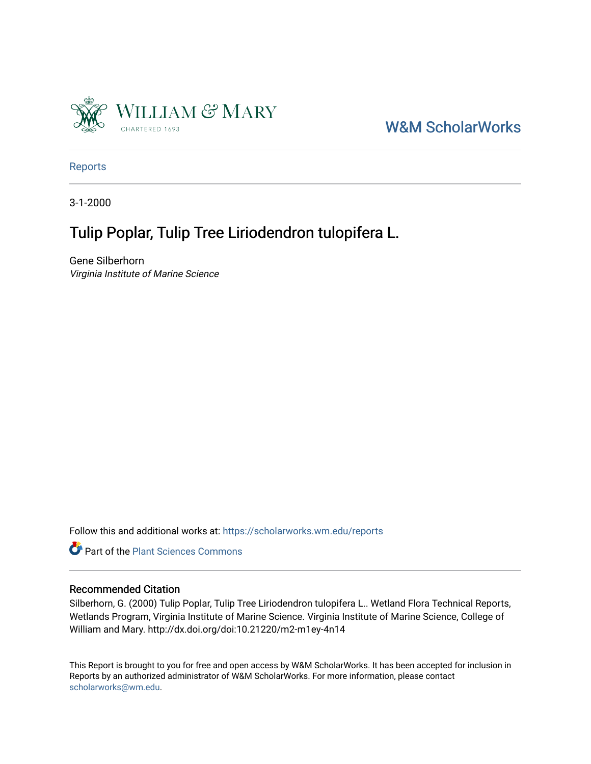William & Mary
CHARTERED 1693

W&M ScholarWorks

Reports

3-1-2000

# Tulip Poplar, Tulip Tree Liriodendron tulopifera L.

Gene Silberhorn
*Virginia Institute of Marine Science*

Follow this and additional works at: https://scholarworks.wm.edu/reports

Part of the Plant Sciences Commons

## Recommended Citation

Silberhorn, G. (2000) Tulip Poplar, Tulip Tree Liriodendron tulopifera L.. Wetland Flora Technical Reports, Wetlands Program, Virginia Institute of Marine Science. Virginia Institute of Marine Science, College of William and Mary. http://dx.doi.org/doi:10.21220/m2-m1ey-4n14

This Report is brought to you for free and open access by W&M ScholarWorks. It has been accepted for inclusion in Reports by an authorized administrator of W&M ScholarWorks. For more information, please contact scholarworks@wm.edu.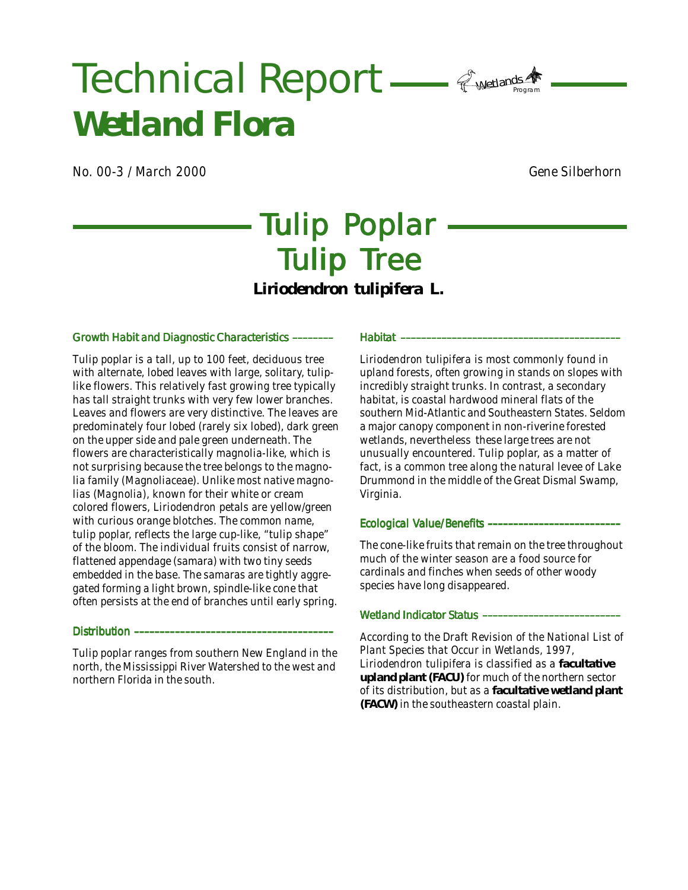# Technical Report
# Wetland Flora

No. 00-3 / March 2000

Gene Silberhorn

## Tulip Poplar
## Tulip Tree
### *Liriodendron tulipifera* L.

### Growth Habit and Diagnostic Characteristics

Tulip poplar is a tall, up to 100 feet, deciduous tree with alternate, lobed leaves with large, solitary, tulip-like flowers. This relatively fast growing tree typically has tall straight trunks with very few lower branches. Leaves and flowers are very distinctive. The leaves are predominately four lobed (rarely six lobed), dark green on the upper side and pale green underneath. The flowers are characteristically magnolia-like, which is not surprising because the tree belongs to the magnolia family (Magnoliaceae). Unlike most native magnolias (*Magnolia*), known for their white or cream colored flowers, *Liriodendron* petals are yellow/green with curious orange blotches. The common name, tulip poplar, reflects the large cup-like, "tulip shape" of the bloom. The individual fruits consist of narrow, flattened appendage (samara) with two tiny seeds embedded in the base. The samaras are tightly aggregated forming a light brown, spindle-like cone that often persists at the end of branches until early spring.

### Distribution

Tulip poplar ranges from southern New England in the north, the Mississippi River Watershed to the west and northern Florida in the south.

### Habitat

*Liriodendron tulipifera* is most commonly found in upland forests, often growing in stands on slopes with incredibly straight trunks. In contrast, a secondary habitat, is coastal hardwood mineral flats of the southern Mid-Atlantic and Southeastern States. Seldom a major canopy component in non-riverine forested wetlands, nevertheless these large trees are not unusually encountered. Tulip poplar, as a matter of fact, is a common tree along the natural levee of Lake Drummond in the middle of the Great Dismal Swamp, Virginia.

### Ecological Value/Benefits

The cone-like fruits that remain on the tree throughout much of the winter season are a food source for cardinals and finches when seeds of other woody species have long disappeared.

### Wetland Indicator Status

According to the *Draft Revision of the National List of Plant Species that Occur in Wetlands, 1997*, *Liriodendron tulipifera* is classified as a **facultative upland plant (FACU)** for much of the northern sector of its distribution, but as a **facultative wetland plant (FACW)** in the southeastern coastal plain.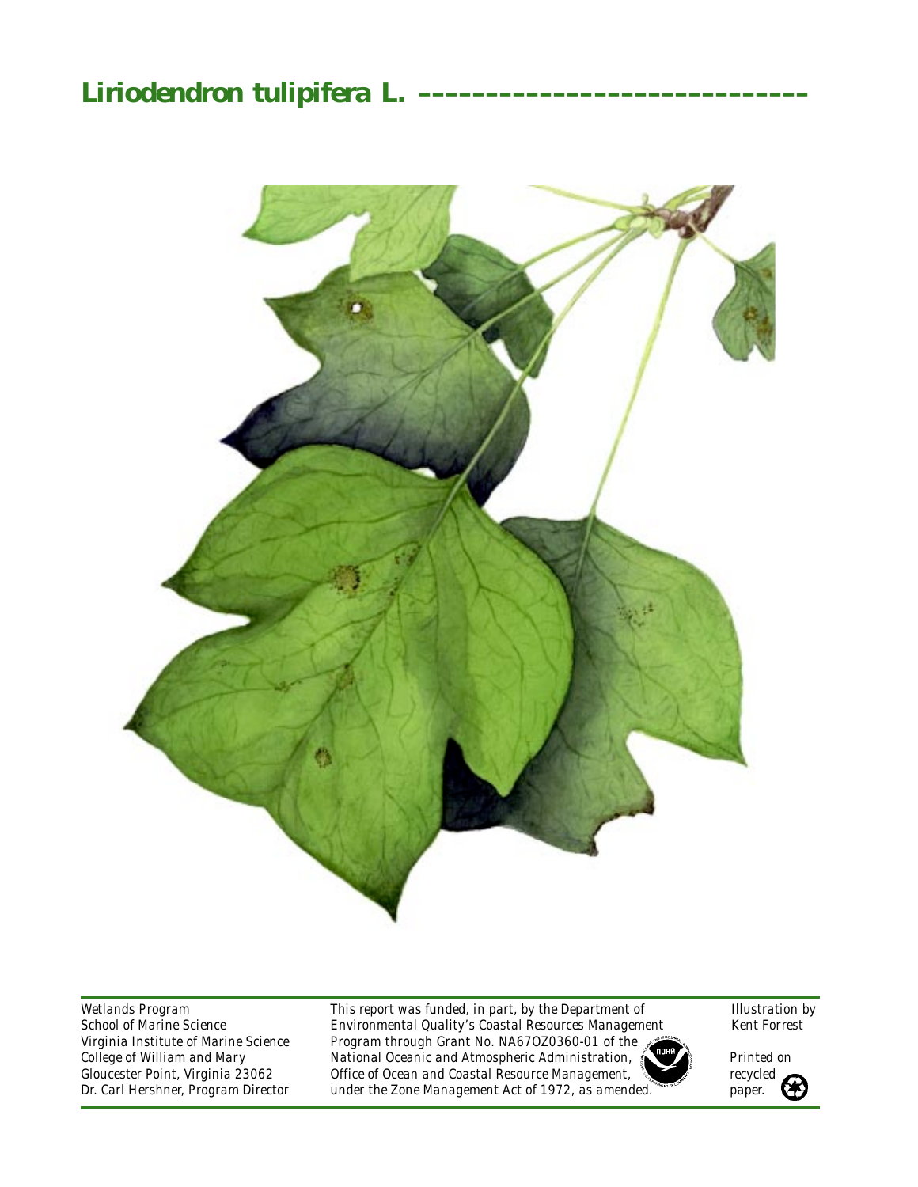# *Liriodendron tulipifera* L. ----------------------------

Wetlands Program
School of Marine Science
Virginia Institute of Marine Science
College of William and Mary
Gloucester Point, Virginia 23062
Dr. Carl Hershner, Program Director

This report was funded, in part, by the Department of Environmental Quality's Coastal Resources Management Program through Grant No. NA67OZ0360-01 of the National Oceanic and Atmospheric Administration, Office of Ocean and Coastal Resource Management, under the Zone Management Act of 1972, as amended.

Illustration by Kent Forrest

Printed on recycled paper.